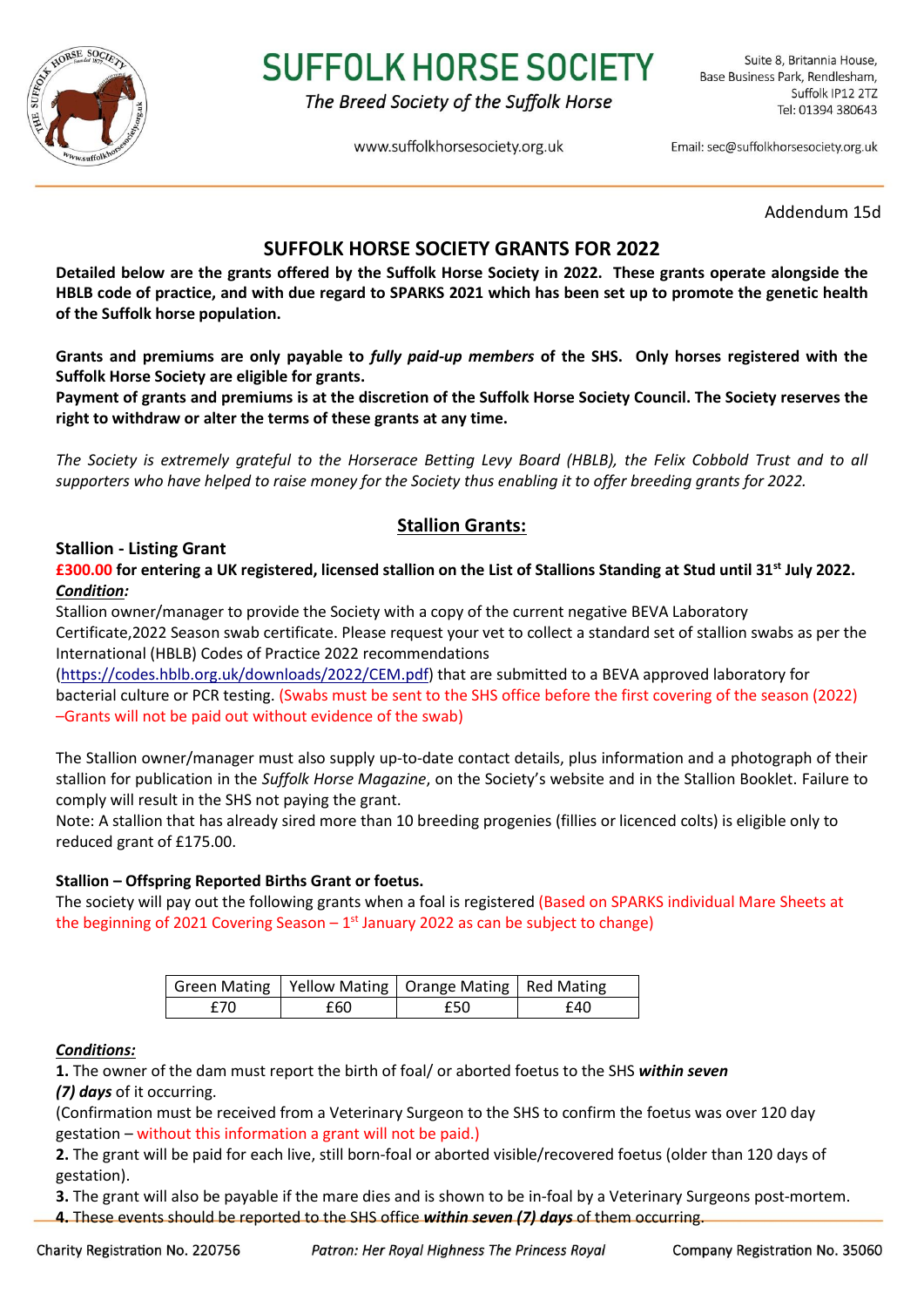# SUFFOLK HORSE SOCIETY

*The Breed Society of the Suffolk Horse*

www.suffolkhorsesociety.org.uk

Suite 8, Britannia House, Base Business Park, Rendlesham, Suffolk IP12 2TZ
Tel: 01394 380643

Email: sec@suffolkhorsesociety.org.uk

Addendum 15d

## SUFFOLK HORSE SOCIETY GRANTS FOR 2022

**Detailed below are the grants offered by the Suffolk Horse Society in 2022. These grants operate alongside the HBLB code of practice, and with due regard to SPARKS 2021 which has been set up to promote the genetic health of the Suffolk horse population.**

**Grants and premiums are only payable to *fully paid-up members* of the SHS. Only horses registered with the Suffolk Horse Society are eligible for grants.**
**Payment of grants and premiums is at the discretion of the Suffolk Horse Society Council. The Society reserves the right to withdraw or alter the terms of these grants at any time.**

*The Society is extremely grateful to the Horserace Betting Levy Board (HBLB), the Felix Cobbold Trust and to all supporters who have helped to raise money for the Society thus enabling it to offer breeding grants for 2022.*

## Stallion Grants:

### Stallion - Listing Grant

**£300.00 for entering a UK registered, licensed stallion on the List of Stallions Standing at Stud until 31st July 2022.**

***Condition:***

Stallion owner/manager to provide the Society with a copy of the current negative BEVA Laboratory Certificate,2022 Season swab certificate. Please request your vet to collect a standard set of stallion swabs as per the International (HBLB) Codes of Practice 2022 recommendations (https://codes.hblb.org.uk/downloads/2022/CEM.pdf) that are submitted to a BEVA approved laboratory for bacterial culture or PCR testing. (Swabs must be sent to the SHS office before the first covering of the season (2022) –Grants will not be paid out without evidence of the swab)

The Stallion owner/manager must also supply up-to-date contact details, plus information and a photograph of their stallion for publication in the *Suffolk Horse Magazine*, on the Society's website and in the Stallion Booklet. Failure to comply will result in the SHS not paying the grant.
Note: A stallion that has already sired more than 10 breeding progenies (fillies or licenced colts) is eligible only to reduced grant of £175.00.

### Stallion – Offspring Reported Births Grant or foetus.

The society will pay out the following grants when a foal is registered (Based on SPARKS individual Mare Sheets at the beginning of 2021 Covering Season – 1st January 2022 as can be subject to change)

| Green Mating | Yellow Mating | Orange Mating | Red Mating |
|---|---|---|---|
| £70 | £60 | £50 | £40 |

***Conditions:***

**1.** The owner of the dam must report the birth of foal/ or aborted foetus to the SHS ***within seven (7) days*** of it occurring.
(Confirmation must be received from a Veterinary Surgeon to the SHS to confirm the foetus was over 120 day gestation – without this information a grant will not be paid.)
**2.** The grant will be paid for each live, still born-foal or aborted visible/recovered foetus (older than 120 days of gestation).
**3.** The grant will also be payable if the mare dies and is shown to be in-foal by a Veterinary Surgeons post-mortem.
**4.** These events should be reported to the SHS office ***within seven (7) days*** of them occurring.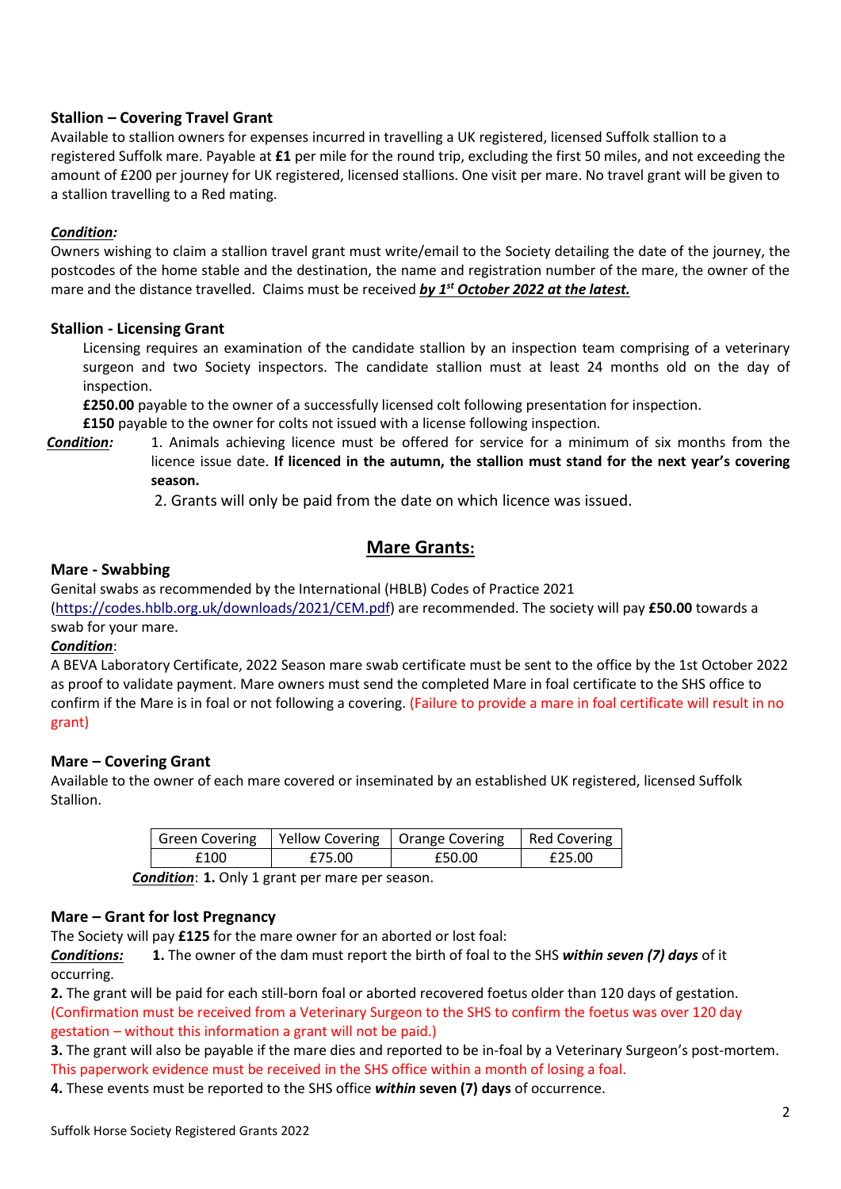### Stallion – Covering Travel Grant

Available to stallion owners for expenses incurred in travelling a UK registered, licensed Suffolk stallion to a registered Suffolk mare. Payable at **£1** per mile for the round trip, excluding the first 50 miles, and not exceeding the amount of £200 per journey for UK registered, licensed stallions. One visit per mare. No travel grant will be given to a stallion travelling to a Red mating.

***Condition:***

Owners wishing to claim a stallion travel grant must write/email to the Society detailing the date of the journey, the postcodes of the home stable and the destination, the name and registration number of the mare, the owner of the mare and the distance travelled. Claims must be received ***by 1st October 2022 at the latest.***

### Stallion - Licensing Grant

Licensing requires an examination of the candidate stallion by an inspection team comprising of a veterinary surgeon and two Society inspectors. The candidate stallion must at least 24 months old on the day of inspection.

**£250.00** payable to the owner of a successfully licensed colt following presentation for inspection.

**£150** payable to the owner for colts not issued with a license following inspection.

***Condition:*** 1. Animals achieving licence must be offered for service for a minimum of six months from the licence issue date. **If licenced in the autumn, the stallion must stand for the next year's covering season.**

2. Grants will only be paid from the date on which licence was issued.

## Mare Grants:

### Mare - Swabbing

Genital swabs as recommended by the International (HBLB) Codes of Practice 2021 (https://codes.hblb.org.uk/downloads/2021/CEM.pdf) are recommended. The society will pay **£50.00** towards a swab for your mare.

***Condition***:

A BEVA Laboratory Certificate, 2022 Season mare swab certificate must be sent to the office by the 1st October 2022 as proof to validate payment. Mare owners must send the completed Mare in foal certificate to the SHS office to confirm if the Mare is in foal or not following a covering. (Failure to provide a mare in foal certificate will result in no grant)

### Mare – Covering Grant

Available to the owner of each mare covered or inseminated by an established UK registered, licensed Suffolk Stallion.

| Green Covering | Yellow Covering | Orange Covering | Red Covering |
|---|---|---|---|
| £100 | £75.00 | £50.00 | £25.00 |

***Condition***: **1.** Only 1 grant per mare per season.

### Mare – Grant for lost Pregnancy

The Society will pay **£125** for the mare owner for an aborted or lost foal:

***Conditions:*** **1.** The owner of the dam must report the birth of foal to the SHS ***within seven (7) days*** of it occurring.

**2.** The grant will be paid for each still-born foal or aborted recovered foetus older than 120 days of gestation. (Confirmation must be received from a Veterinary Surgeon to the SHS to confirm the foetus was over 120 day gestation – without this information a grant will not be paid.)

**3.** The grant will also be payable if the mare dies and reported to be in-foal by a Veterinary Surgeon's post-mortem. This paperwork evidence must be received in the SHS office within a month of losing a foal.

**4.** These events must be reported to the SHS office ***within*** **seven (7) days** of occurrence.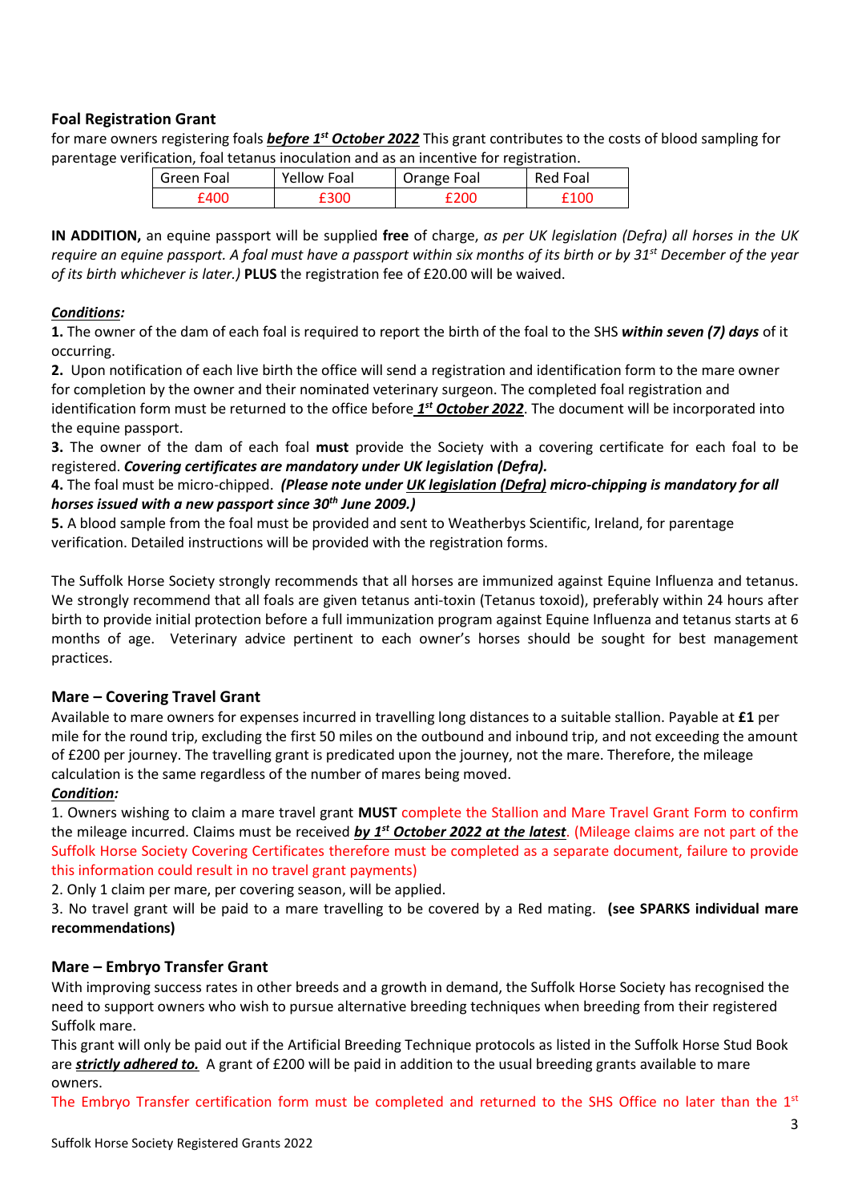## Foal Registration Grant

for mare owners registering foals ***before 1st October 2022*** This grant contributes to the costs of blood sampling for parentage verification, foal tetanus inoculation and as an incentive for registration.

| Green Foal | Yellow Foal | Orange Foal | Red Foal |
|---|---|---|---|
| £400 | £300 | £200 | £100 |

**IN ADDITION,** an equine passport will be supplied **free** of charge, *as per UK legislation (Defra) all horses in the UK require an equine passport. A foal must have a passport within six months of its birth or by 31st December of the year of its birth whichever is later.)* **PLUS** the registration fee of £20.00 will be waived.

***Conditions:***

**1.** The owner of the dam of each foal is required to report the birth of the foal to the SHS ***within seven (7) days*** of it occurring.

**2.** Upon notification of each live birth the office will send a registration and identification form to the mare owner for completion by the owner and their nominated veterinary surgeon. The completed foal registration and identification form must be returned to the office before ***1st October 2022***. The document will be incorporated into the equine passport.

**3.** The owner of the dam of each foal **must** provide the Society with a covering certificate for each foal to be registered. ***Covering certificates are mandatory under UK legislation (Defra).***

**4.** The foal must be micro-chipped. ***(Please note under UK legislation (Defra) micro-chipping is mandatory for all horses issued with a new passport since 30th June 2009.)***

**5.** A blood sample from the foal must be provided and sent to Weatherbys Scientific, Ireland, for parentage verification. Detailed instructions will be provided with the registration forms.

The Suffolk Horse Society strongly recommends that all horses are immunized against Equine Influenza and tetanus. We strongly recommend that all foals are given tetanus anti-toxin (Tetanus toxoid), preferably within 24 hours after birth to provide initial protection before a full immunization program against Equine Influenza and tetanus starts at 6 months of age. Veterinary advice pertinent to each owner's horses should be sought for best management practices.

## Mare – Covering Travel Grant

Available to mare owners for expenses incurred in travelling long distances to a suitable stallion. Payable at **£1** per mile for the round trip, excluding the first 50 miles on the outbound and inbound trip, and not exceeding the amount of £200 per journey. The travelling grant is predicated upon the journey, not the mare. Therefore, the mileage calculation is the same regardless of the number of mares being moved.

***Condition:***

1. Owners wishing to claim a mare travel grant **MUST** complete the Stallion and Mare Travel Grant Form to confirm the mileage incurred. Claims must be received ***by 1st October 2022 at the latest***. (Mileage claims are not part of the Suffolk Horse Society Covering Certificates therefore must be completed as a separate document, failure to provide this information could result in no travel grant payments)
2. Only 1 claim per mare, per covering season, will be applied.
3. No travel grant will be paid to a mare travelling to be covered by a Red mating. **(see SPARKS individual mare recommendations)**

## Mare – Embryo Transfer Grant

With improving success rates in other breeds and a growth in demand, the Suffolk Horse Society has recognised the need to support owners who wish to pursue alternative breeding techniques when breeding from their registered Suffolk mare.

This grant will only be paid out if the Artificial Breeding Technique protocols as listed in the Suffolk Horse Stud Book are ***strictly adhered to.*** A grant of £200 will be paid in addition to the usual breeding grants available to mare owners.

The Embryo Transfer certification form must be completed and returned to the SHS Office no later than the 1st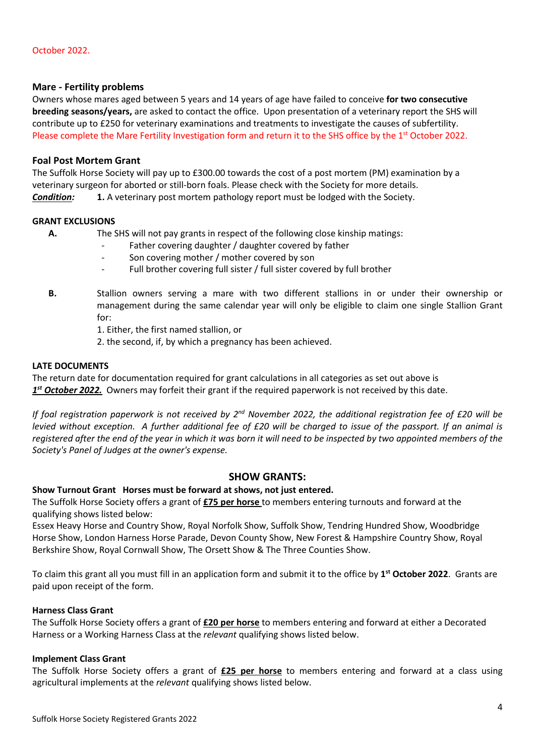October 2022.

## Mare - Fertility problems

Owners whose mares aged between 5 years and 14 years of age have failed to conceive **for two consecutive breeding seasons/years,** are asked to contact the office. Upon presentation of a veterinary report the SHS will contribute up to £250 for veterinary examinations and treatments to investigate the causes of subfertility. Please complete the Mare Fertility Investigation form and return it to the SHS office by the 1st October 2022.

## Foal Post Mortem Grant

The Suffolk Horse Society will pay up to £300.00 towards the cost of a post mortem (PM) examination by a veterinary surgeon for aborted or still-born foals. Please check with the Society for more details.

***Condition:*** **1.** A veterinary post mortem pathology report must be lodged with the Society.

### GRANT EXCLUSIONS

**A.** The SHS will not pay grants in respect of the following close kinship matings:

- Father covering daughter / daughter covered by father
- Son covering mother / mother covered by son
- Full brother covering full sister / full sister covered by full brother

**B.** Stallion owners serving a mare with two different stallions in or under their ownership or management during the same calendar year will only be eligible to claim one single Stallion Grant for:

1. Either, the first named stallion, or
2. the second, if, by which a pregnancy has been achieved.

### LATE DOCUMENTS

The return date for documentation required for grant calculations in all categories as set out above is ***1st October 2022.*** Owners may forfeit their grant if the required paperwork is not received by this date.

*If foal registration paperwork is not received by 2nd November 2022, the additional registration fee of £20 will be levied without exception. A further additional fee of £20 will be charged to issue of the passport. If an animal is registered after the end of the year in which it was born it will need to be inspected by two appointed members of the Society's Panel of Judges at the owner's expense.*

## SHOW GRANTS:

**Show Turnout Grant Horses must be forward at shows, not just entered.**

The Suffolk Horse Society offers a grant of **£75 per horse** to members entering turnouts and forward at the qualifying shows listed below:

Essex Heavy Horse and Country Show, Royal Norfolk Show, Suffolk Show, Tendring Hundred Show, Woodbridge Horse Show, London Harness Horse Parade, Devon County Show, New Forest & Hampshire Country Show, Royal Berkshire Show, Royal Cornwall Show, The Orsett Show & The Three Counties Show.

To claim this grant all you must fill in an application form and submit it to the office by **1st October 2022**. Grants are paid upon receipt of the form.

**Harness Class Grant**

The Suffolk Horse Society offers a grant of **£20 per horse** to members entering and forward at either a Decorated Harness or a Working Harness Class at the *relevant* qualifying shows listed below.

**Implement Class Grant**

The Suffolk Horse Society offers a grant of **£25 per horse** to members entering and forward at a class using agricultural implements at the *relevant* qualifying shows listed below.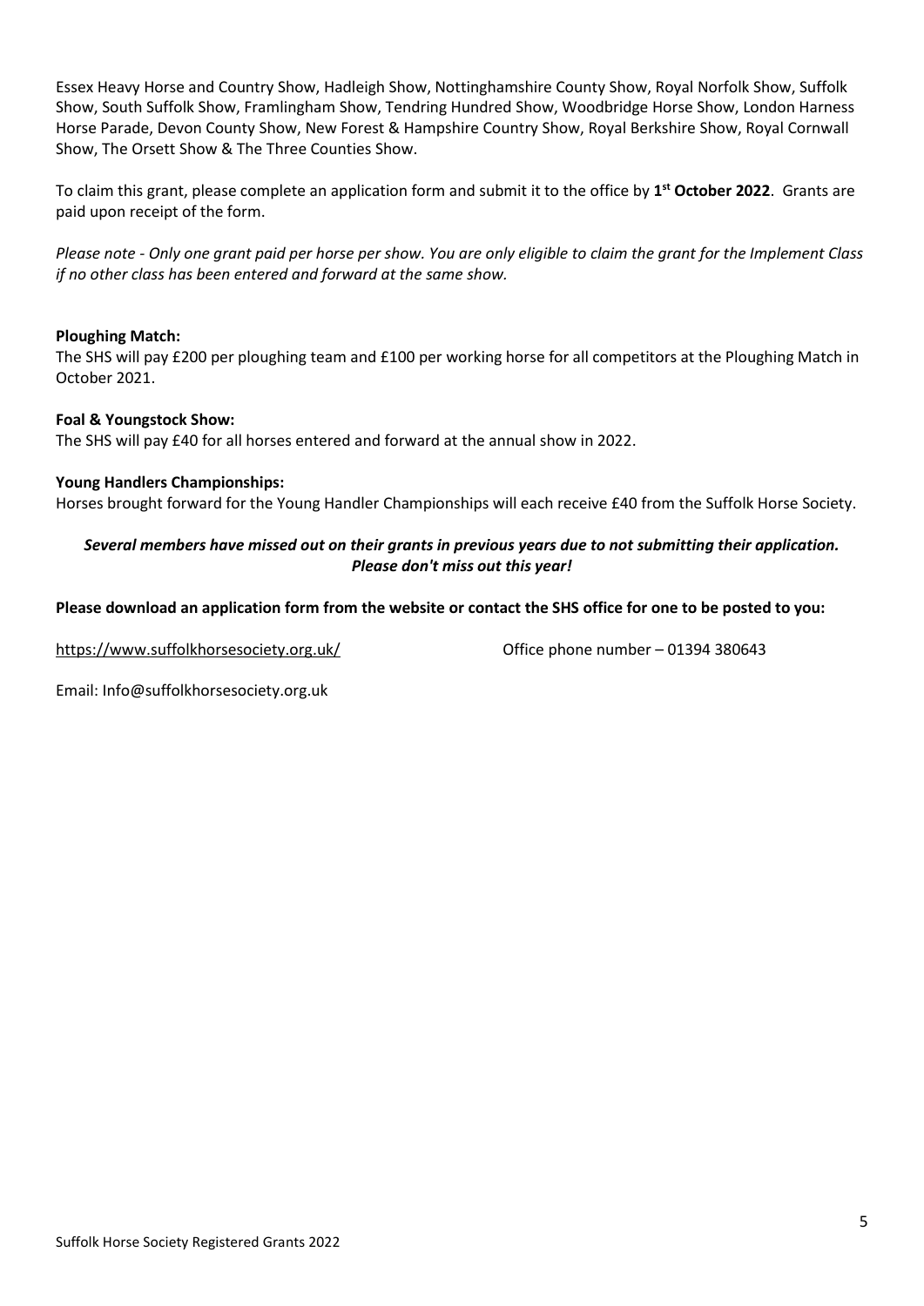Essex Heavy Horse and Country Show, Hadleigh Show, Nottinghamshire County Show, Royal Norfolk Show, Suffolk Show, South Suffolk Show, Framlingham Show, Tendring Hundred Show, Woodbridge Horse Show, London Harness Horse Parade, Devon County Show, New Forest & Hampshire Country Show, Royal Berkshire Show, Royal Cornwall Show, The Orsett Show & The Three Counties Show.

To claim this grant, please complete an application form and submit it to the office by **1st October 2022**. Grants are paid upon receipt of the form.

*Please note - Only one grant paid per horse per show. You are only eligible to claim the grant for the Implement Class if no other class has been entered and forward at the same show.*

**Ploughing Match:**
The SHS will pay £200 per ploughing team and £100 per working horse for all competitors at the Ploughing Match in October 2021.

**Foal & Youngstock Show:**
The SHS will pay £40 for all horses entered and forward at the annual show in 2022.

**Young Handlers Championships:**
Horses brought forward for the Young Handler Championships will each receive £40 from the Suffolk Horse Society.

***Several members have missed out on their grants in previous years due to not submitting their application. Please don't miss out this year!***

**Please download an application form from the website or contact the SHS office for one to be posted to you:**

https://www.suffolkhorsesociety.org.uk/ Office phone number – 01394 380643

Email: Info@suffolkhorsesociety.org.uk